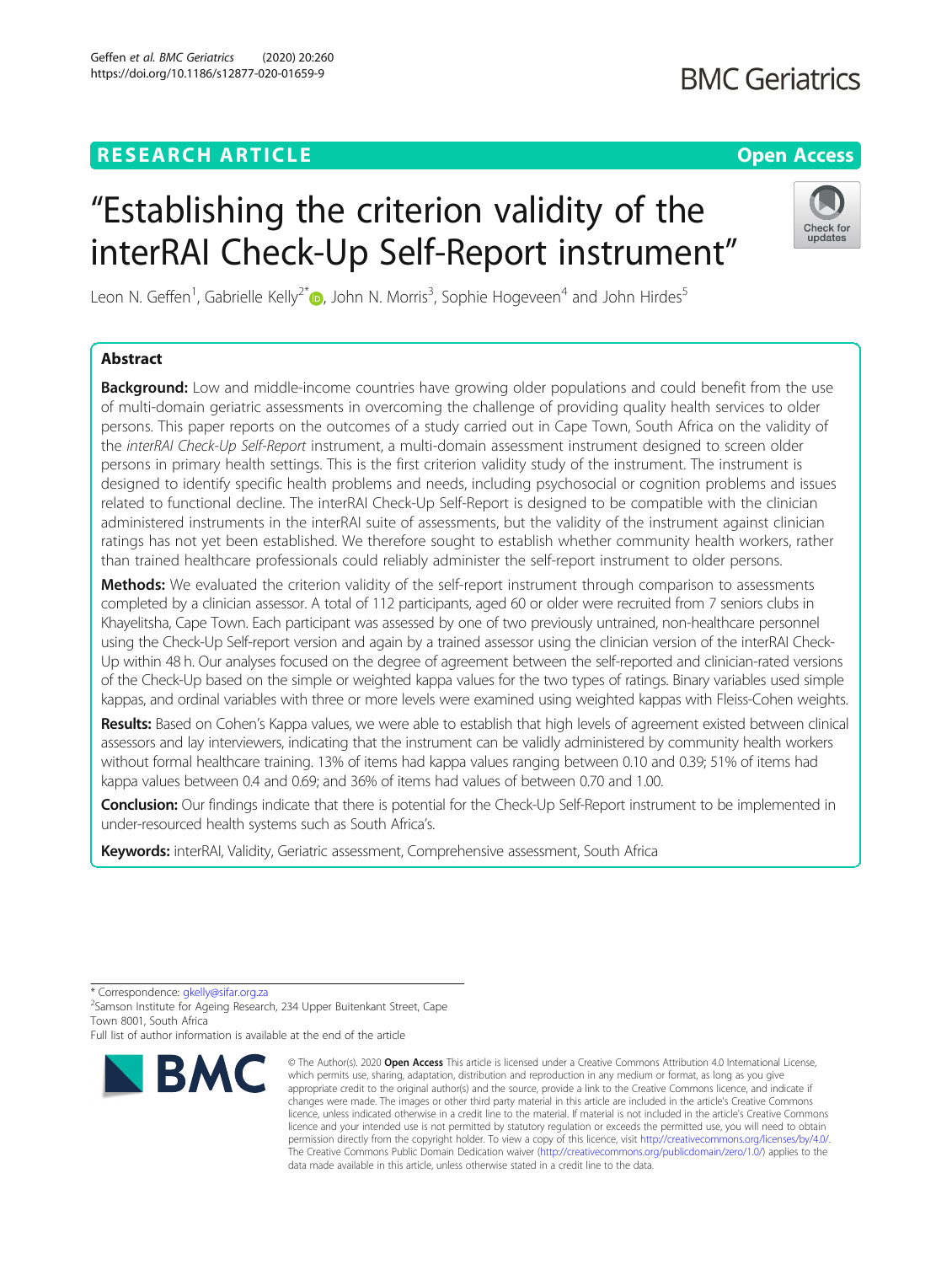RESEARCH ARTICLE

Open Access

# "Establishing the criterion validity of the interRAI Check-Up Self-Report instrument"

Leon N. Geffen[1], Gabrielle Kelly[2*], John N. Morris[3], Sophie Hogeveen[4] and John Hirdes[5]

## Abstract

**Background:** Low and middle-income countries have growing older populations and could benefit from the use of multi-domain geriatric assessments in overcoming the challenge of providing quality health services to older persons. This paper reports on the outcomes of a study carried out in Cape Town, South Africa on the validity of the *interRAI Check-Up Self-Report* instrument, a multi-domain assessment instrument designed to screen older persons in primary health settings. This is the first criterion validity study of the instrument. The instrument is designed to identify specific health problems and needs, including psychosocial or cognition problems and issues related to functional decline. The interRAI Check-Up Self-Report is designed to be compatible with the clinician administered instruments in the interRAI suite of assessments, but the validity of the instrument against clinician ratings has not yet been established. We therefore sought to establish whether community health workers, rather than trained healthcare professionals could reliably administer the self-report instrument to older persons.

**Methods:** We evaluated the criterion validity of the self-report instrument through comparison to assessments completed by a clinician assessor. A total of 112 participants, aged 60 or older were recruited from 7 seniors clubs in Khayelitsha, Cape Town. Each participant was assessed by one of two previously untrained, non-healthcare personnel using the Check-Up Self-report version and again by a trained assessor using the clinician version of the interRAI Check-Up within 48 h. Our analyses focused on the degree of agreement between the self-reported and clinician-rated versions of the Check-Up based on the simple or weighted kappa values for the two types of ratings. Binary variables used simple kappas, and ordinal variables with three or more levels were examined using weighted kappas with Fleiss-Cohen weights.

**Results:** Based on Cohen's Kappa values, we were able to establish that high levels of agreement existed between clinical assessors and lay interviewers, indicating that the instrument can be validly administered by community health workers without formal healthcare training. 13% of items had kappa values ranging between 0.10 and 0.39; 51% of items had kappa values between 0.4 and 0.69; and 36% of items had values of between 0.70 and 1.00.

**Conclusion:** Our findings indicate that there is potential for the Check-Up Self-Report instrument to be implemented in under-resourced health systems such as South Africa's.

**Keywords:** interRAI, Validity, Geriatric assessment, Comprehensive assessment, South Africa

\* Correspondence: gkelly@sifar.org.za
[2]Samson Institute for Ageing Research, 234 Upper Buitenkant Street, Cape Town 8001, South Africa
Full list of author information is available at the end of the article

© The Author(s). 2020 **Open Access** This article is licensed under a Creative Commons Attribution 4.0 International License, which permits use, sharing, adaptation, distribution and reproduction in any medium or format, as long as you give appropriate credit to the original author(s) and the source, provide a link to the Creative Commons licence, and indicate if changes were made. The images or other third party material in this article are included in the article's Creative Commons licence, unless indicated otherwise in a credit line to the material. If material is not included in the article's Creative Commons licence and your intended use is not permitted by statutory regulation or exceeds the permitted use, you will need to obtain permission directly from the copyright holder. To view a copy of this licence, visit http://creativecommons.org/licenses/by/4.0/. The Creative Commons Public Domain Dedication waiver (http://creativecommons.org/publicdomain/zero/1.0/) applies to the data made available in this article, unless otherwise stated in a credit line to the data.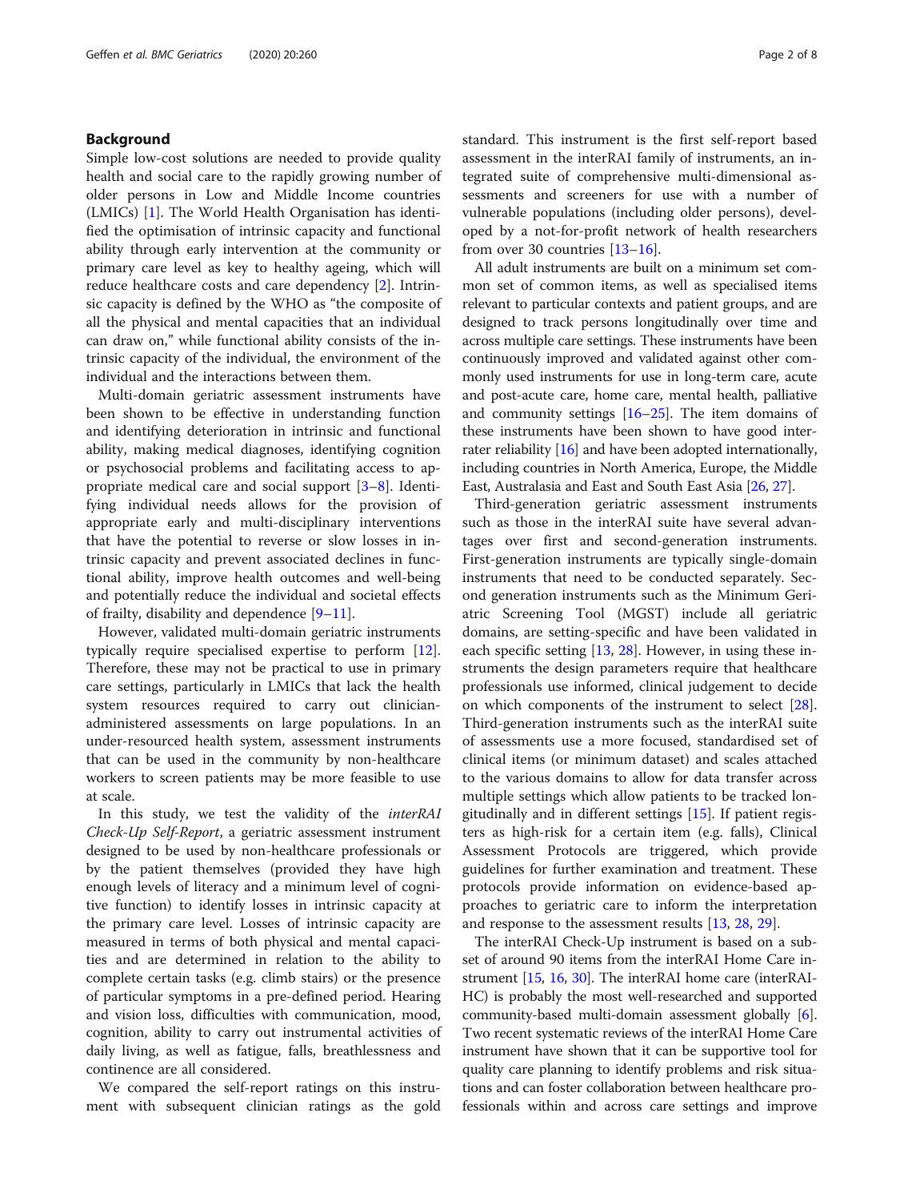## Background

Simple low-cost solutions are needed to provide quality health and social care to the rapidly growing number of older persons in Low and Middle Income countries (LMICs) [1]. The World Health Organisation has identified the optimisation of intrinsic capacity and functional ability through early intervention at the community or primary care level as key to healthy ageing, which will reduce healthcare costs and care dependency [2]. Intrinsic capacity is defined by the WHO as "the composite of all the physical and mental capacities that an individual can draw on," while functional ability consists of the intrinsic capacity of the individual, the environment of the individual and the interactions between them.

Multi-domain geriatric assessment instruments have been shown to be effective in understanding function and identifying deterioration in intrinsic and functional ability, making medical diagnoses, identifying cognition or psychosocial problems and facilitating access to appropriate medical care and social support [3–8]. Identifying individual needs allows for the provision of appropriate early and multi-disciplinary interventions that have the potential to reverse or slow losses in intrinsic capacity and prevent associated declines in functional ability, improve health outcomes and well-being and potentially reduce the individual and societal effects of frailty, disability and dependence [9–11].

However, validated multi-domain geriatric instruments typically require specialised expertise to perform [12]. Therefore, these may not be practical to use in primary care settings, particularly in LMICs that lack the health system resources required to carry out clinician-administered assessments on large populations. In an under-resourced health system, assessment instruments that can be used in the community by non-healthcare workers to screen patients may be more feasible to use at scale.

In this study, we test the validity of the *interRAI Check-Up Self-Report*, a geriatric assessment instrument designed to be used by non-healthcare professionals or by the patient themselves (provided they have high enough levels of literacy and a minimum level of cognitive function) to identify losses in intrinsic capacity at the primary care level. Losses of intrinsic capacity are measured in terms of both physical and mental capacities and are determined in relation to the ability to complete certain tasks (e.g. climb stairs) or the presence of particular symptoms in a pre-defined period. Hearing and vision loss, difficulties with communication, mood, cognition, ability to carry out instrumental activities of daily living, as well as fatigue, falls, breathlessness and continence are all considered.

We compared the self-report ratings on this instrument with subsequent clinician ratings as the gold standard. This instrument is the first self-report based assessment in the interRAI family of instruments, an integrated suite of comprehensive multi-dimensional assessments and screeners for use with a number of vulnerable populations (including older persons), developed by a not-for-profit network of health researchers from over 30 countries [13–16].

All adult instruments are built on a minimum set common set of common items, as well as specialised items relevant to particular contexts and patient groups, and are designed to track persons longitudinally over time and across multiple care settings. These instruments have been continuously improved and validated against other commonly used instruments for use in long-term care, acute and post-acute care, home care, mental health, palliative and community settings [16–25]. The item domains of these instruments have been shown to have good inter-rater reliability [16] and have been adopted internationally, including countries in North America, Europe, the Middle East, Australasia and East and South East Asia [26, 27].

Third-generation geriatric assessment instruments such as those in the interRAI suite have several advantages over first and second-generation instruments. First-generation instruments are typically single-domain instruments that need to be conducted separately. Second generation instruments such as the Minimum Geriatric Screening Tool (MGST) include all geriatric domains, are setting-specific and have been validated in each specific setting [13, 28]. However, in using these instruments the design parameters require that healthcare professionals use informed, clinical judgement to decide on which components of the instrument to select [28]. Third-generation instruments such as the interRAI suite of assessments use a more focused, standardised set of clinical items (or minimum dataset) and scales attached to the various domains to allow for data transfer across multiple settings which allow patients to be tracked longitudinally and in different settings [15]. If patient registers as high-risk for a certain item (e.g. falls), Clinical Assessment Protocols are triggered, which provide guidelines for further examination and treatment. These protocols provide information on evidence-based approaches to geriatric care to inform the interpretation and response to the assessment results [13, 28, 29].

The interRAI Check-Up instrument is based on a subset of around 90 items from the interRAI Home Care instrument [15, 16, 30]. The interRAI home care (interRAI-HC) is probably the most well-researched and supported community-based multi-domain assessment globally [6]. Two recent systematic reviews of the interRAI Home Care instrument have shown that it can be supportive tool for quality care planning to identify problems and risk situations and can foster collaboration between healthcare professionals within and across care settings and improve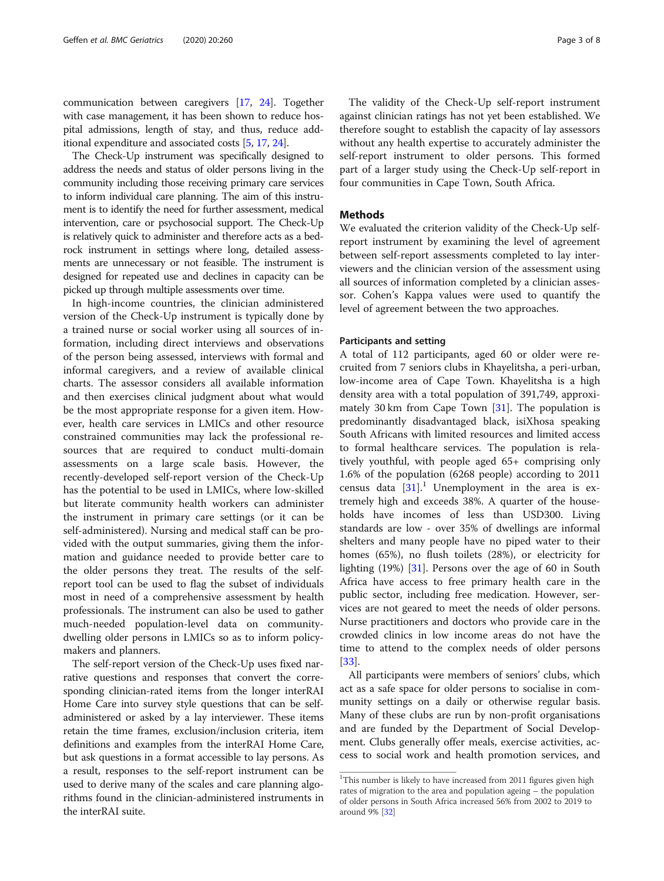communication between caregivers [17, 24]. Together with case management, it has been shown to reduce hospital admissions, length of stay, and thus, reduce additional expenditure and associated costs [5, 17, 24].

The Check-Up instrument was specifically designed to address the needs and status of older persons living in the community including those receiving primary care services to inform individual care planning. The aim of this instrument is to identify the need for further assessment, medical intervention, care or psychosocial support. The Check-Up is relatively quick to administer and therefore acts as a bedrock instrument in settings where long, detailed assessments are unnecessary or not feasible. The instrument is designed for repeated use and declines in capacity can be picked up through multiple assessments over time.

In high-income countries, the clinician administered version of the Check-Up instrument is typically done by a trained nurse or social worker using all sources of information, including direct interviews and observations of the person being assessed, interviews with formal and informal caregivers, and a review of available clinical charts. The assessor considers all available information and then exercises clinical judgment about what would be the most appropriate response for a given item. However, health care services in LMICs and other resource constrained communities may lack the professional resources that are required to conduct multi-domain assessments on a large scale basis. However, the recently-developed self-report version of the Check-Up has the potential to be used in LMICs, where low-skilled but literate community health workers can administer the instrument in primary care settings (or it can be self-administered). Nursing and medical staff can be provided with the output summaries, giving them the information and guidance needed to provide better care to the older persons they treat. The results of the self-report tool can be used to flag the subset of individuals most in need of a comprehensive assessment by health professionals. The instrument can also be used to gather much-needed population-level data on community-dwelling older persons in LMICs so as to inform policy-makers and planners.

The self-report version of the Check-Up uses fixed narrative questions and responses that convert the corresponding clinician-rated items from the longer interRAI Home Care into survey style questions that can be self-administered or asked by a lay interviewer. These items retain the time frames, exclusion/inclusion criteria, item definitions and examples from the interRAI Home Care, but ask questions in a format accessible to lay persons. As a result, responses to the self-report instrument can be used to derive many of the scales and care planning algorithms found in the clinician-administered instruments in the interRAI suite.

The validity of the Check-Up self-report instrument against clinician ratings has not yet been established. We therefore sought to establish the capacity of lay assessors without any health expertise to accurately administer the self-report instrument to older persons. This formed part of a larger study using the Check-Up self-report in four communities in Cape Town, South Africa.

## Methods

We evaluated the criterion validity of the Check-Up self-report instrument by examining the level of agreement between self-report assessments completed to lay interviewers and the clinician version of the assessment using all sources of information completed by a clinician assessor. Cohen's Kappa values were used to quantify the level of agreement between the two approaches.

### Participants and setting

A total of 112 participants, aged 60 or older were recruited from 7 seniors clubs in Khayelitsha, a peri-urban, low-income area of Cape Town. Khayelitsha is a high density area with a total population of 391,749, approximately 30 km from Cape Town [31]. The population is predominantly disadvantaged black, isiXhosa speaking South Africans with limited resources and limited access to formal healthcare services. The population is relatively youthful, with people aged 65+ comprising only 1.6% of the population (6268 people) according to 2011 census data [31].[1] Unemployment in the area is extremely high and exceeds 38%. A quarter of the households have incomes of less than USD300. Living standards are low - over 35% of dwellings are informal shelters and many people have no piped water to their homes (65%), no flush toilets (28%), or electricity for lighting (19%) [31]. Persons over the age of 60 in South Africa have access to free primary health care in the public sector, including free medication. However, services are not geared to meet the needs of older persons. Nurse practitioners and doctors who provide care in the crowded clinics in low income areas do not have the time to attend to the complex needs of older persons [33].

All participants were members of seniors' clubs, which act as a safe space for older persons to socialise in community settings on a daily or otherwise regular basis. Many of these clubs are run by non-profit organisations and are funded by the Department of Social Development. Clubs generally offer meals, exercise activities, access to social work and health promotion services, and

[1] This number is likely to have increased from 2011 figures given high rates of migration to the area and population ageing – the population of older persons in South Africa increased 56% from 2002 to 2019 to around 9% [32]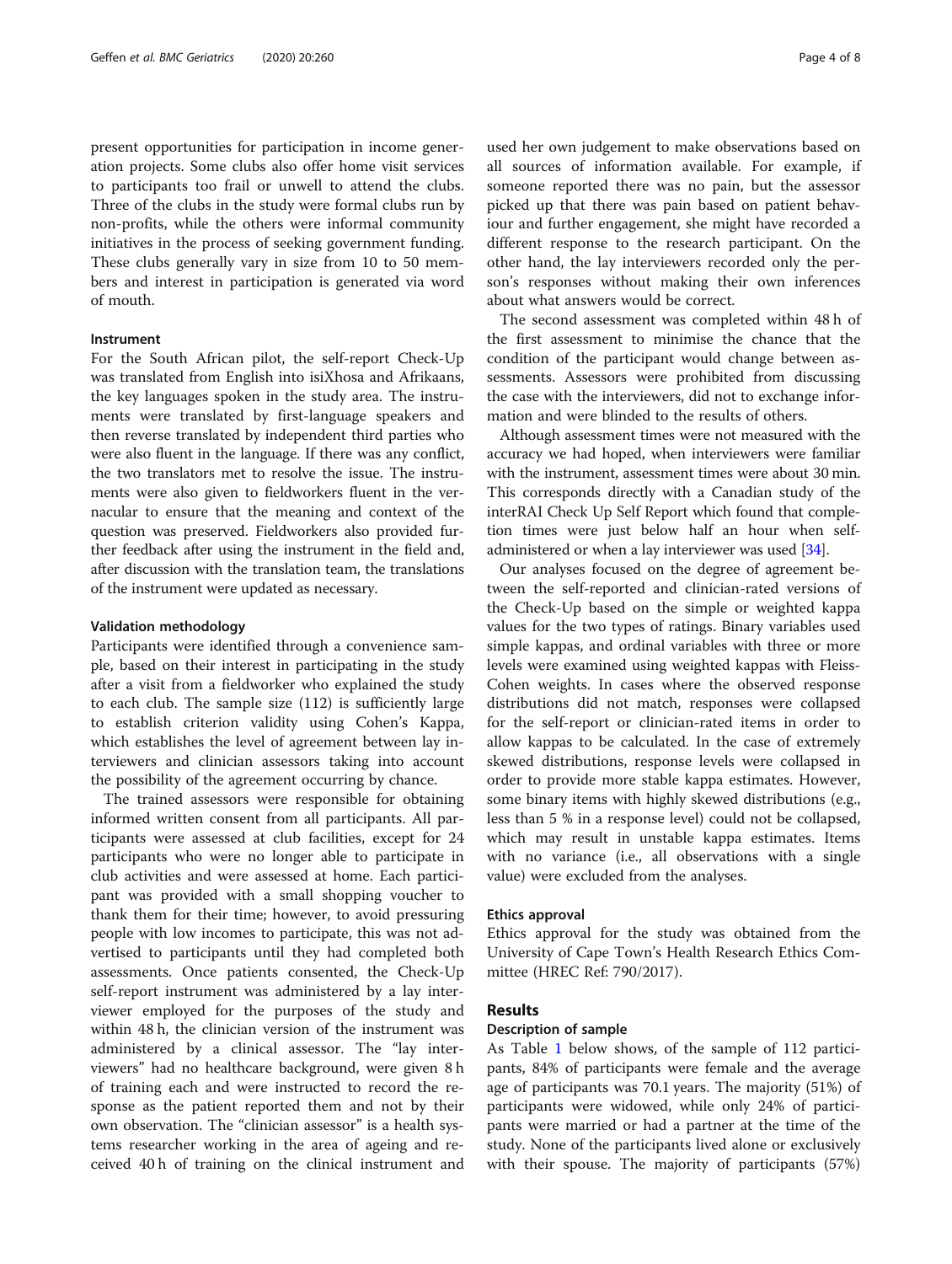present opportunities for participation in income generation projects. Some clubs also offer home visit services to participants too frail or unwell to attend the clubs. Three of the clubs in the study were formal clubs run by non-profits, while the others were informal community initiatives in the process of seeking government funding. These clubs generally vary in size from 10 to 50 members and interest in participation is generated via word of mouth.

### Instrument

For the South African pilot, the self-report Check-Up was translated from English into isiXhosa and Afrikaans, the key languages spoken in the study area. The instruments were translated by first-language speakers and then reverse translated by independent third parties who were also fluent in the language. If there was any conflict, the two translators met to resolve the issue. The instruments were also given to fieldworkers fluent in the vernacular to ensure that the meaning and context of the question was preserved. Fieldworkers also provided further feedback after using the instrument in the field and, after discussion with the translation team, the translations of the instrument were updated as necessary.

### Validation methodology

Participants were identified through a convenience sample, based on their interest in participating in the study after a visit from a fieldworker who explained the study to each club. The sample size (112) is sufficiently large to establish criterion validity using Cohen's Kappa, which establishes the level of agreement between lay interviewers and clinician assessors taking into account the possibility of the agreement occurring by chance.

The trained assessors were responsible for obtaining informed written consent from all participants. All participants were assessed at club facilities, except for 24 participants who were no longer able to participate in club activities and were assessed at home. Each participant was provided with a small shopping voucher to thank them for their time; however, to avoid pressuring people with low incomes to participate, this was not advertised to participants until they had completed both assessments. Once patients consented, the Check-Up self-report instrument was administered by a lay interviewer employed for the purposes of the study and within 48 h, the clinician version of the instrument was administered by a clinical assessor. The "lay interviewers" had no healthcare background, were given 8 h of training each and were instructed to record the response as the patient reported them and not by their own observation. The "clinician assessor" is a health systems researcher working in the area of ageing and received 40 h of training on the clinical instrument and used her own judgement to make observations based on all sources of information available. For example, if someone reported there was no pain, but the assessor picked up that there was pain based on patient behaviour and further engagement, she might have recorded a different response to the research participant. On the other hand, the lay interviewers recorded only the person's responses without making their own inferences about what answers would be correct.

The second assessment was completed within 48 h of the first assessment to minimise the chance that the condition of the participant would change between assessments. Assessors were prohibited from discussing the case with the interviewers, did not to exchange information and were blinded to the results of others.

Although assessment times were not measured with the accuracy we had hoped, when interviewers were familiar with the instrument, assessment times were about 30 min. This corresponds directly with a Canadian study of the interRAI Check Up Self Report which found that completion times were just below half an hour when self-administered or when a lay interviewer was used [34].

Our analyses focused on the degree of agreement between the self-reported and clinician-rated versions of the Check-Up based on the simple or weighted kappa values for the two types of ratings. Binary variables used simple kappas, and ordinal variables with three or more levels were examined using weighted kappas with Fleiss-Cohen weights. In cases where the observed response distributions did not match, responses were collapsed for the self-report or clinician-rated items in order to allow kappas to be calculated. In the case of extremely skewed distributions, response levels were collapsed in order to provide more stable kappa estimates. However, some binary items with highly skewed distributions (e.g., less than 5 % in a response level) could not be collapsed, which may result in unstable kappa estimates. Items with no variance (i.e., all observations with a single value) were excluded from the analyses.

### Ethics approval

Ethics approval for the study was obtained from the University of Cape Town's Health Research Ethics Committee (HREC Ref: 790/2017).

## Results

### Description of sample

As Table 1 below shows, of the sample of 112 participants, 84% of participants were female and the average age of participants was 70.1 years. The majority (51%) of participants were widowed, while only 24% of participants were married or had a partner at the time of the study. None of the participants lived alone or exclusively with their spouse. The majority of participants (57%)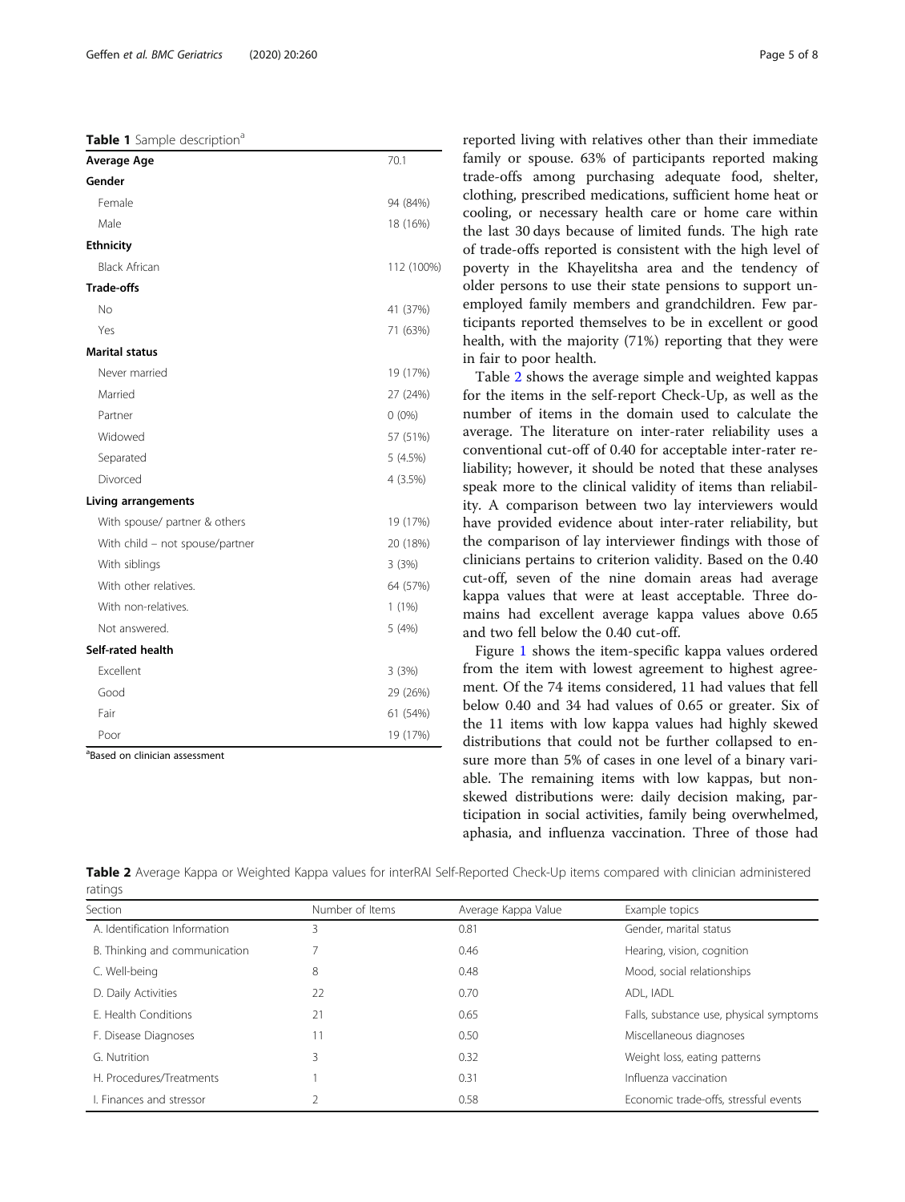**Table 1** Sample description[a]

| Average Age | 70.1 |
| --- | --- |
| **Gender** | |
| Female | 94 (84%) |
| Male | 18 (16%) |
| **Ethnicity** | |
| Black African | 112 (100%) |
| **Trade-offs** | |
| No | 41 (37%) |
| Yes | 71 (63%) |
| **Marital status** | |
| Never married | 19 (17%) |
| Married | 27 (24%) |
| Partner | 0 (0%) |
| Widowed | 57 (51%) |
| Separated | 5 (4.5%) |
| Divorced | 4 (3.5%) |
| **Living arrangements** | |
| With spouse/ partner & others | 19 (17%) |
| With child – not spouse/partner | 20 (18%) |
| With siblings | 3 (3%) |
| With other relatives. | 64 (57%) |
| With non-relatives. | 1 (1%) |
| Not answered. | 5 (4%) |
| **Self-rated health** | |
| Excellent | 3 (3%) |
| Good | 29 (26%) |
| Fair | 61 (54%) |
| Poor | 19 (17%) |

[a]Based on clinician assessment

reported living with relatives other than their immediate family or spouse. 63% of participants reported making trade-offs among purchasing adequate food, shelter, clothing, prescribed medications, sufficient home heat or cooling, or necessary health care or home care within the last 30 days because of limited funds. The high rate of trade-offs reported is consistent with the high level of poverty in the Khayelitsha area and the tendency of older persons to use their state pensions to support unemployed family members and grandchildren. Few participants reported themselves to be in excellent or good health, with the majority (71%) reporting that they were in fair to poor health.

Table 2 shows the average simple and weighted kappas for the items in the self-report Check-Up, as well as the number of items in the domain used to calculate the average. The literature on inter-rater reliability uses a conventional cut-off of 0.40 for acceptable inter-rater reliability; however, it should be noted that these analyses speak more to the clinical validity of items than reliability. A comparison between two lay interviewers would have provided evidence about inter-rater reliability, but the comparison of lay interviewer findings with those of clinicians pertains to criterion validity. Based on the 0.40 cut-off, seven of the nine domain areas had average kappa values that were at least acceptable. Three domains had excellent average kappa values above 0.65 and two fell below the 0.40 cut-off.

Figure 1 shows the item-specific kappa values ordered from the item with lowest agreement to highest agreement. Of the 74 items considered, 11 had values that fell below 0.40 and 34 had values of 0.65 or greater. Six of the 11 items with low kappa values had highly skewed distributions that could not be further collapsed to ensure more than 5% of cases in one level of a binary variable. The remaining items with low kappas, but non-skewed distributions were: daily decision making, participation in social activities, family being overwhelmed, aphasia, and influenza vaccination. Three of those had

**Table 2** Average Kappa or Weighted Kappa values for interRAI Self-Reported Check-Up items compared with clinician administered ratings

| Section | Number of Items | Average Kappa Value | Example topics |
| --- | --- | --- | --- |
| A. Identification Information | 3 | 0.81 | Gender, marital status |
| B. Thinking and communication | 7 | 0.46 | Hearing, vision, cognition |
| C. Well-being | 8 | 0.48 | Mood, social relationships |
| D. Daily Activities | 22 | 0.70 | ADL, IADL |
| E. Health Conditions | 21 | 0.65 | Falls, substance use, physical symptoms |
| F. Disease Diagnoses | 11 | 0.50 | Miscellaneous diagnoses |
| G. Nutrition | 3 | 0.32 | Weight loss, eating patterns |
| H. Procedures/Treatments | 1 | 0.31 | Influenza vaccination |
| I. Finances and stressor | 2 | 0.58 | Economic trade-offs, stressful events |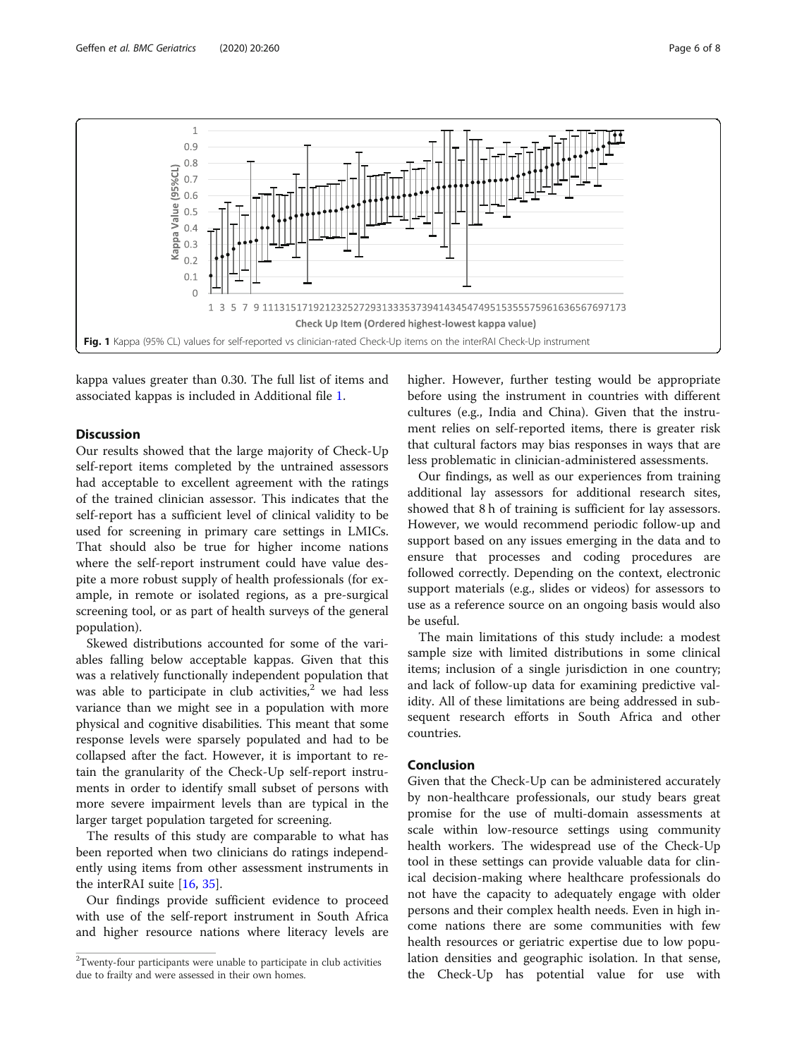1
0.9
0.8
0.7
0.6
0.5
0.4
0.3
0.2
0.1
0

Kappa Value (95%CL)

1 3 5 7 9 111315171921232527293133353739414345474951535557596163656769717З

Check Up Item (Ordered highest-lowest kappa value)

**Fig. 1** Kappa (95% CL) values for self-reported vs clinician-rated Check-Up items on the interRAI Check-Up instrument

kappa values greater than 0.30. The full list of items and associated kappas is included in Additional file 1.

## Discussion

Our results showed that the large majority of Check-Up self-report items completed by the untrained assessors had acceptable to excellent agreement with the ratings of the trained clinician assessor. This indicates that the self-report has a sufficient level of clinical validity to be used for screening in primary care settings in LMICs. That should also be true for higher income nations where the self-report instrument could have value despite a more robust supply of health professionals (for example, in remote or isolated regions, as a pre-surgical screening tool, or as part of health surveys of the general population).

Skewed distributions accounted for some of the variables falling below acceptable kappas. Given that this was a relatively functionally independent population that was able to participate in club activities,[2] we had less variance than we might see in a population with more physical and cognitive disabilities. This meant that some response levels were sparsely populated and had to be collapsed after the fact. However, it is important to retain the granularity of the Check-Up self-report instruments in order to identify small subset of persons with more severe impairment levels than are typical in the larger target population targeted for screening.

The results of this study are comparable to what has been reported when two clinicians do ratings independently using items from other assessment instruments in the interRAI suite [16, 35].

Our findings provide sufficient evidence to proceed with use of the self-report instrument in South Africa and higher resource nations where literacy levels are higher. However, further testing would be appropriate before using the instrument in countries with different cultures (e.g., India and China). Given that the instrument relies on self-reported items, there is greater risk that cultural factors may bias responses in ways that are less problematic in clinician-administered assessments.

Our findings, as well as our experiences from training additional lay assessors for additional research sites, showed that 8 h of training is sufficient for lay assessors. However, we would recommend periodic follow-up and support based on any issues emerging in the data and to ensure that processes and coding procedures are followed correctly. Depending on the context, electronic support materials (e.g., slides or videos) for assessors to use as a reference source on an ongoing basis would also be useful.

The main limitations of this study include: a modest sample size with limited distributions in some clinical items; inclusion of a single jurisdiction in one country; and lack of follow-up data for examining predictive validity. All of these limitations are being addressed in subsequent research efforts in South Africa and other countries.

## Conclusion

Given that the Check-Up can be administered accurately by non-healthcare professionals, our study bears great promise for the use of multi-domain assessments at scale within low-resource settings using community health workers. The widespread use of the Check-Up tool in these settings can provide valuable data for clinical decision-making where healthcare professionals do not have the capacity to adequately engage with older persons and their complex health needs. Even in high income nations there are some communities with few health resources or geriatric expertise due to low population densities and geographic isolation. In that sense, the Check-Up has potential value for use with

[2] Twenty-four participants were unable to participate in club activities due to frailty and were assessed in their own homes.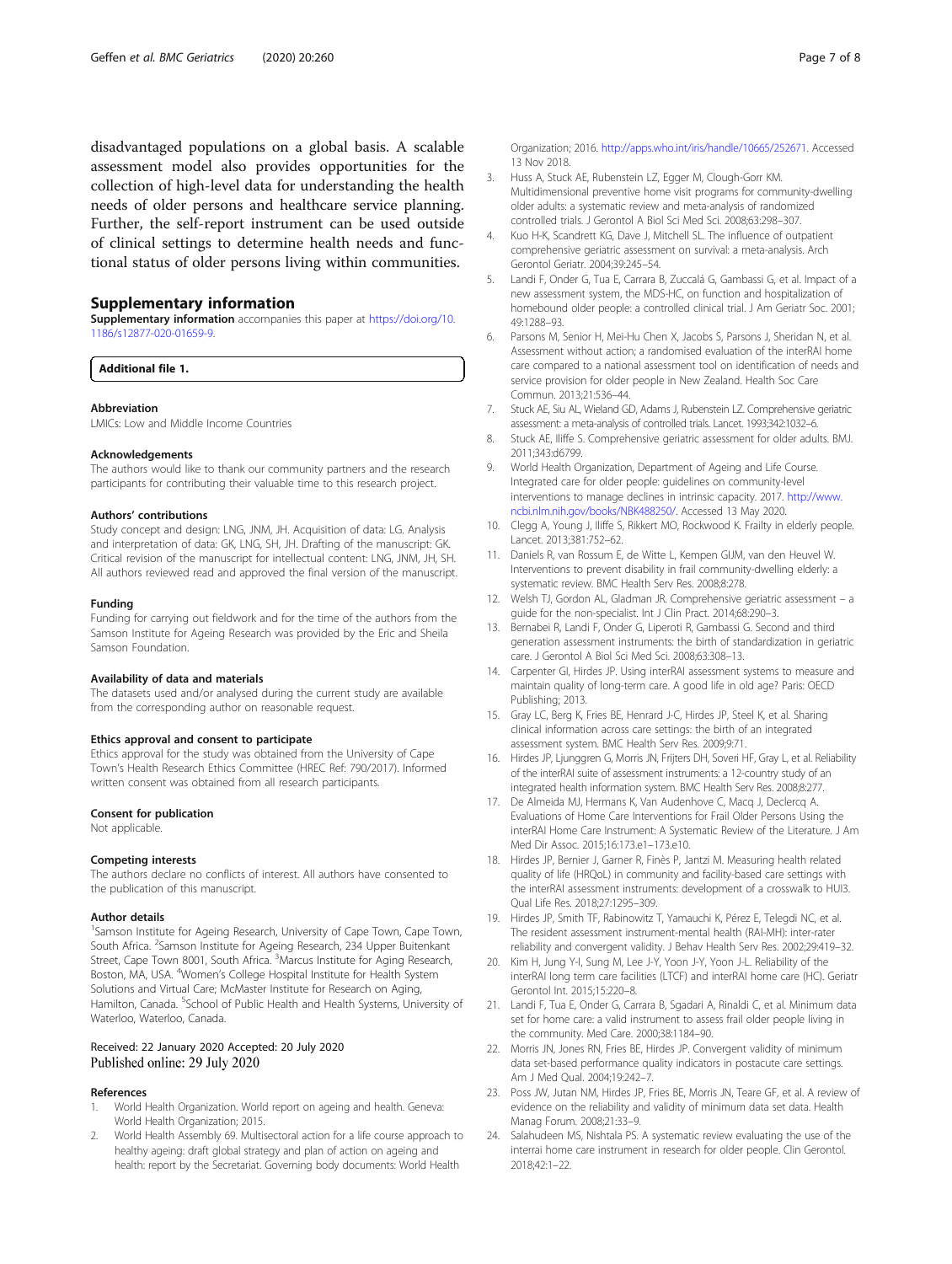disadvantaged populations on a global basis. A scalable assessment model also provides opportunities for the collection of high-level data for understanding the health needs of older persons and healthcare service planning. Further, the self-report instrument can be used outside of clinical settings to determine health needs and functional status of older persons living within communities.

## Supplementary information

**Supplementary information** accompanies this paper at https://doi.org/10.1186/s12877-020-01659-9.

**Additional file 1.**

### Abbreviation

LMICs: Low and Middle Income Countries

### Acknowledgements

The authors would like to thank our community partners and the research participants for contributing their valuable time to this research project.

### Authors' contributions

Study concept and design: LNG, JNM, JH. Acquisition of data: LG. Analysis and interpretation of data: GK, LNG, SH, JH. Drafting of the manuscript: GK. Critical revision of the manuscript for intellectual content: LNG, JNM, JH, SH. All authors reviewed read and approved the final version of the manuscript.

### Funding

Funding for carrying out fieldwork and for the time of the authors from the Samson Institute for Ageing Research was provided by the Eric and Sheila Samson Foundation.

### Availability of data and materials

The datasets used and/or analysed during the current study are available from the corresponding author on reasonable request.

### Ethics approval and consent to participate

Ethics approval for the study was obtained from the University of Cape Town's Health Research Ethics Committee (HREC Ref: 790/2017). Informed written consent was obtained from all research participants.

### Consent for publication

Not applicable.

### Competing interests

The authors declare no conflicts of interest. All authors have consented to the publication of this manuscript.

### Author details

[1]Samson Institute for Ageing Research, University of Cape Town, Cape Town, South Africa. [2]Samson Institute for Ageing Research, 234 Upper Buitenkant Street, Cape Town 8001, South Africa. [3]Marcus Institute for Aging Research, Boston, MA, USA. [4]Women's College Hospital Institute for Health System Solutions and Virtual Care; McMaster Institute for Research on Aging, Hamilton, Canada. [5]School of Public Health and Health Systems, University of Waterloo, Waterloo, Canada.

Received: 22 January 2020 Accepted: 20 July 2020
Published online: 29 July 2020

### References

1. World Health Organization. World report on ageing and health. Geneva: World Health Organization; 2015.
2. World Health Assembly 69. Multisectoral action for a life course approach to healthy ageing: draft global strategy and plan of action on ageing and health: report by the Secretariat. Governing body documents: World Health Organization; 2016. http://apps.who.int/iris/handle/10665/252671. Accessed 13 Nov 2018.
3. Huss A, Stuck AE, Rubenstein LZ, Egger M, Clough-Gorr KM. Multidimensional preventive home visit programs for community-dwelling older adults: a systematic review and meta-analysis of randomized controlled trials. J Gerontol A Biol Sci Med Sci. 2008;63:298–307.
4. Kuo H-K, Scandrett KG, Dave J, Mitchell SL. The influence of outpatient comprehensive geriatric assessment on survival: a meta-analysis. Arch Gerontol Geriatr. 2004;39:245–54.
5. Landi F, Onder G, Tua E, Carrara B, Zuccalá G, Gambassi G, et al. Impact of a new assessment system, the MDS-HC, on function and hospitalization of homebound older people: a controlled clinical trial. J Am Geriatr Soc. 2001; 49:1288–93.
6. Parsons M, Senior H, Mei-Hu Chen X, Jacobs S, Parsons J, Sheridan N, et al. Assessment without action; a randomised evaluation of the interRAI home care compared to a national assessment tool on identification of needs and service provision for older people in New Zealand. Health Soc Care Commun. 2013;21:536–44.
7. Stuck AE, Siu AL, Wieland GD, Adams J, Rubenstein LZ. Comprehensive geriatric assessment: a meta-analysis of controlled trials. Lancet. 1993;342:1032–6.
8. Stuck AE, Iliffe S. Comprehensive geriatric assessment for older adults. BMJ. 2011;343:d6799.
9. World Health Organization, Department of Ageing and Life Course. Integrated care for older people: guidelines on community-level interventions to manage declines in intrinsic capacity. 2017. http://www.ncbi.nlm.nih.gov/books/NBK488250/. Accessed 13 May 2020.
10. Clegg A, Young J, Iliffe S, Rikkert MO, Rockwood K. Frailty in elderly people. Lancet. 2013;381:752–62.
11. Daniels R, van Rossum E, de Witte L, Kempen GIJM, van den Heuvel W. Interventions to prevent disability in frail community-dwelling elderly: a systematic review. BMC Health Serv Res. 2008;8:278.
12. Welsh TJ, Gordon AL, Gladman JR. Comprehensive geriatric assessment – a guide for the non-specialist. Int J Clin Pract. 2014;68:290–3.
13. Bernabei R, Landi F, Onder G, Liperoti R, Gambassi G. Second and third generation assessment instruments: the birth of standardization in geriatric care. J Gerontol A Biol Sci Med Sci. 2008;63:308–13.
14. Carpenter GI, Hirdes JP. Using interRAI assessment systems to measure and maintain quality of long-term care. A good life in old age? Paris: OECD Publishing; 2013.
15. Gray LC, Berg K, Fries BE, Henrard J-C, Hirdes JP, Steel K, et al. Sharing clinical information across care settings: the birth of an integrated assessment system. BMC Health Serv Res. 2009;9:71.
16. Hirdes JP, Ljunggren G, Morris JN, Frijters DH, Soveri HF, Gray L, et al. Reliability of the interRAI suite of assessment instruments: a 12-country study of an integrated health information system. BMC Health Serv Res. 2008;8:277.
17. De Almeida MJ, Hermans K, Van Audenhove C, Macq J, Declercq A. Evaluations of Home Care Interventions for Frail Older Persons Using the interRAI Home Care Instrument: A Systematic Review of the Literature. J Am Med Dir Assoc. 2015;16:173.e1–173.e10.
18. Hirdes JP, Bernier J, Garner R, Finès P, Jantzi M. Measuring health related quality of life (HRQoL) in community and facility-based care settings with the interRAI assessment instruments: development of a crosswalk to HUI3. Qual Life Res. 2018;27:1295–309.
19. Hirdes JP, Smith TF, Rabinowitz T, Yamauchi K, Pérez E, Telegdi NC, et al. The resident assessment instrument-mental health (RAI-MH): inter-rater reliability and convergent validity. J Behav Health Serv Res. 2002;29:419–32.
20. Kim H, Jung Y-I, Sung M, Lee J-Y, Yoon J-Y, Yoon J-L. Reliability of the interRAI long term care facilities (LTCF) and interRAI home care (HC). Geriatr Gerontol Int. 2015;15:220–8.
21. Landi F, Tua E, Onder G, Carrara B, Sgadari A, Rinaldi C, et al. Minimum data set for home care: a valid instrument to assess frail older people living in the community. Med Care. 2000;38:1184–90.
22. Morris JN, Jones RN, Fries BE, Hirdes JP. Convergent validity of minimum data set-based performance quality indicators in postacute care settings. Am J Med Qual. 2004;19:242–7.
23. Poss JW, Jutan NM, Hirdes JP, Fries BE, Morris JN, Teare GF, et al. A review of evidence on the reliability and validity of minimum data set data. Health Manag Forum. 2008;21:33–9.
24. Salahudeen MS, Nishtala PS. A systematic review evaluating the use of the interrai home care instrument in research for older people. Clin Gerontol. 2018;42:1–22.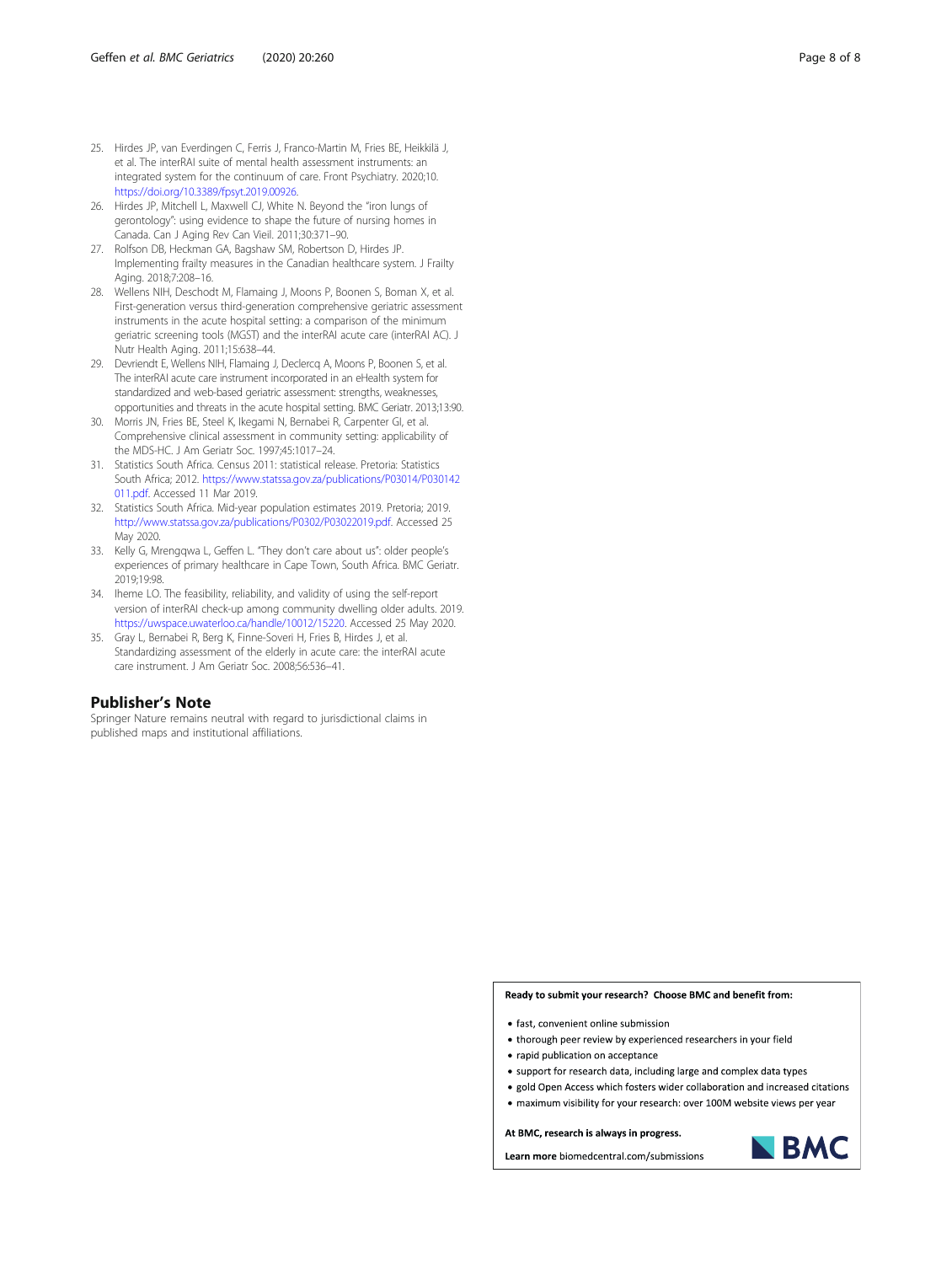25. Hirdes JP, van Everdingen C, Ferris J, Franco-Martin M, Fries BE, Heikkilä J, et al. The interRAI suite of mental health assessment instruments: an integrated system for the continuum of care. Front Psychiatry. 2020;10. https://doi.org/10.3389/fpsyt.2019.00926.
26. Hirdes JP, Mitchell L, Maxwell CJ, White N. Beyond the "iron lungs of gerontology": using evidence to shape the future of nursing homes in Canada. Can J Aging Rev Can Vieil. 2011;30:371–90.
27. Rolfson DB, Heckman GA, Bagshaw SM, Robertson D, Hirdes JP. Implementing frailty measures in the Canadian healthcare system. J Frailty Aging. 2018;7:208–16.
28. Wellens NIH, Deschodt M, Flamaing J, Moons P, Boonen S, Boman X, et al. First-generation versus third-generation comprehensive geriatric assessment instruments in the acute hospital setting: a comparison of the minimum geriatric screening tools (MGST) and the interRAI acute care (interRAI AC). J Nutr Health Aging. 2011;15:638–44.
29. Devriendt E, Wellens NIH, Flamaing J, Declercq A, Moons P, Boonen S, et al. The interRAI acute care instrument incorporated in an eHealth system for standardized and web-based geriatric assessment: strengths, weaknesses, opportunities and threats in the acute hospital setting. BMC Geriatr. 2013;13:90.
30. Morris JN, Fries BE, Steel K, Ikegami N, Bernabei R, Carpenter GI, et al. Comprehensive clinical assessment in community setting: applicability of the MDS-HC. J Am Geriatr Soc. 1997;45:1017–24.
31. Statistics South Africa. Census 2011: statistical release. Pretoria: Statistics South Africa; 2012. https://www.statssa.gov.za/publications/P03014/P030142011.pdf. Accessed 11 Mar 2019.
32. Statistics South Africa. Mid-year population estimates 2019. Pretoria; 2019. http://www.statssa.gov.za/publications/P0302/P03022019.pdf. Accessed 25 May 2020.
33. Kelly G, Mrengqwa L, Geffen L. "They don't care about us": older people's experiences of primary healthcare in Cape Town, South Africa. BMC Geriatr. 2019;19:98.
34. Iheme LO. The feasibility, reliability, and validity of using the self-report version of interRAI check-up among community dwelling older adults. 2019. https://uwspace.uwaterloo.ca/handle/10012/15220. Accessed 25 May 2020.
35. Gray L, Bernabei R, Berg K, Finne-Soveri H, Fries B, Hirdes J, et al. Standardizing assessment of the elderly in acute care: the interRAI acute care instrument. J Am Geriatr Soc. 2008;56:536–41.

## Publisher's Note

Springer Nature remains neutral with regard to jurisdictional claims in published maps and institutional affiliations.

**Ready to submit your research? Choose BMC and benefit from:**

- fast, convenient online submission
- thorough peer review by experienced researchers in your field
- rapid publication on acceptance
- support for research data, including large and complex data types
- gold Open Access which fosters wider collaboration and increased citations
- maximum visibility for your research: over 100M website views per year

**At BMC, research is always in progress.**

**Learn more** biomedcentral.com/submissions

BMC